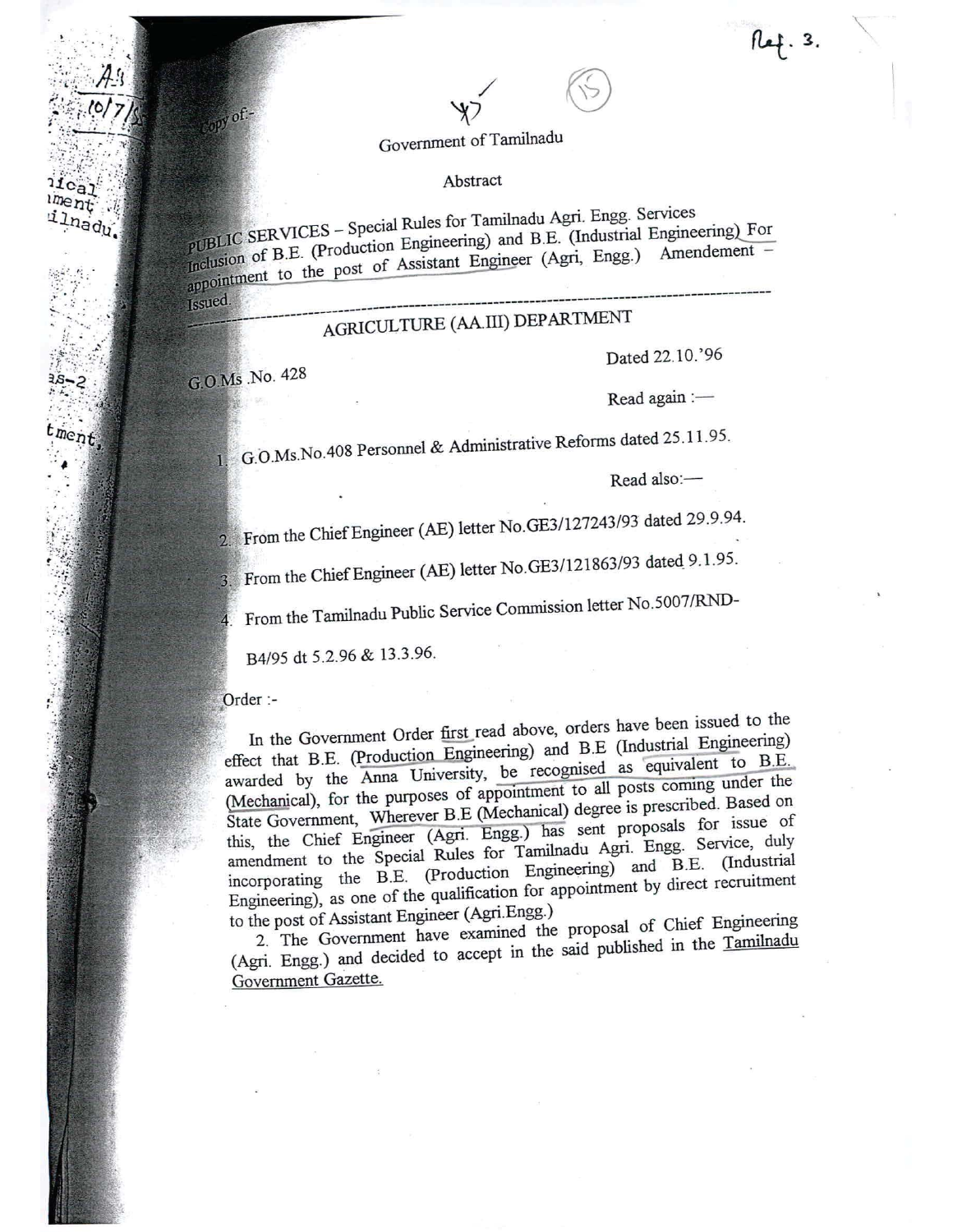Copy of:-

Government of Tamilnadu

Abstract

PUBLIC SERVICES – Special Rules for Tamilnadu Agri. Engg. Services Inclusion of B.E. (Production Engineering) and B.E. (Industrial Engineering) For appointment to the post of Assistant Engineer (Agri, Engg.) Amendement – Issued.

---

AGRICULTURE (AA.III) DEPARTMENT

G.O.Ms .No. 428

Dated 22.10.'96

Read again :—

1. G.O.Ms.No.408 Personnel & Administrative Reforms dated 25.11.95.

Read also:—

2. From the Chief Engineer (AE) letter No.GE3/127243/93 dated 29.9.94.
3. From the Chief Engineer (AE) letter No.GE3/121863/93 dated 9.1.95.
4. From the Tamilnadu Public Service Commission letter No.5007/RND-B4/95 dt 5.2.96 & 13.3.96.

Order :-

In the Government Order first read above, orders have been issued to the effect that B.E. (Production Engineering) and B.E (Industrial Engineering) awarded by the Anna University, be recognised as equivalent to B.E. (Mechanical), for the purposes of appointment to all posts coming under the State Government, Wherever B.E (Mechanical) degree is prescribed. Based on this, the Chief Engineer (Agri. Engg.) has sent proposals for issue of amendment to the Special Rules for Tamilnadu Agri. Engg. Service, duly incorporating the B.E. (Production Engineering) and B.E. (Industrial Engineering), as one of the qualification for appointment by direct recruitment to the post of Assistant Engineer (Agri.Engg.)

2. The Government have examined the proposal of Chief Engineering (Agri. Engg.) and decided to accept in the said published in the Tamilnadu Government Gazette.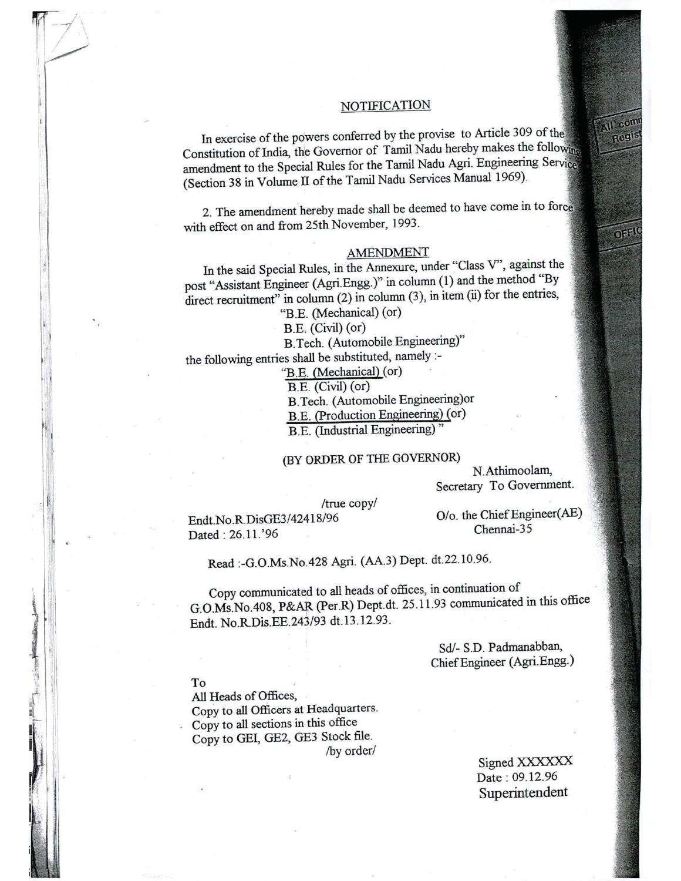## NOTIFICATION

In exercise of the powers conferred by the provise to Article 309 of the Constitution of India, the Governor of Tamil Nadu hereby makes the following amendment to the Special Rules for the Tamil Nadu Agri. Engineering Service (Section 38 in Volume II of the Tamil Nadu Services Manual 1969).

2. The amendment hereby made shall be deemed to have come in to force with effect on and from 25th November, 1993.

## AMENDMENT

In the said Special Rules, in the Annexure, under "Class V", against the post "Assistant Engineer (Agri.Engg.)" in column (1) and the method "By direct recruitment" in column (2) in column (3), in item (ii) for the entries,

"B.E. (Mechanical) (or)
B.E. (Civil) (or)
B.Tech. (Automobile Engineering)"

the following entries shall be substituted, namely :-

"B.E. (Mechanical) (or)
B.E. (Civil) (or)
B.Tech. (Automobile Engineering)or
B.E. (Production Engineering) (or)
B.E. (Industrial Engineering) "

(BY ORDER OF THE GOVERNOR)

N.Athimoolam,
Secretary To Government.

/true copy/

Endt.No.R.DisGE3/42418/96
Dated : 26.11.'96

O/o. the Chief Engineer(AE)
Chennai-35

Read :-G.O.Ms.No.428 Agri. (AA.3) Dept. dt.22.10.96.

Copy communicated to all heads of offices, in continuation of G.O.Ms.No.408, P&AR (Per.R) Dept.dt. 25.11.93 communicated in this office Endt. No.R.Dis.EE.243/93 dt.13.12.93.

Sd/- S.D. Padmanabban,
Chief Engineer (Agri.Engg.)

To
All Heads of Offices,
Copy to all Officers at Headquarters.
Copy to all sections in this office
Copy to GEI, GE2, GE3 Stock file.
/by order/

Signed XXXXXX
Date : 09.12.96
Superintendent